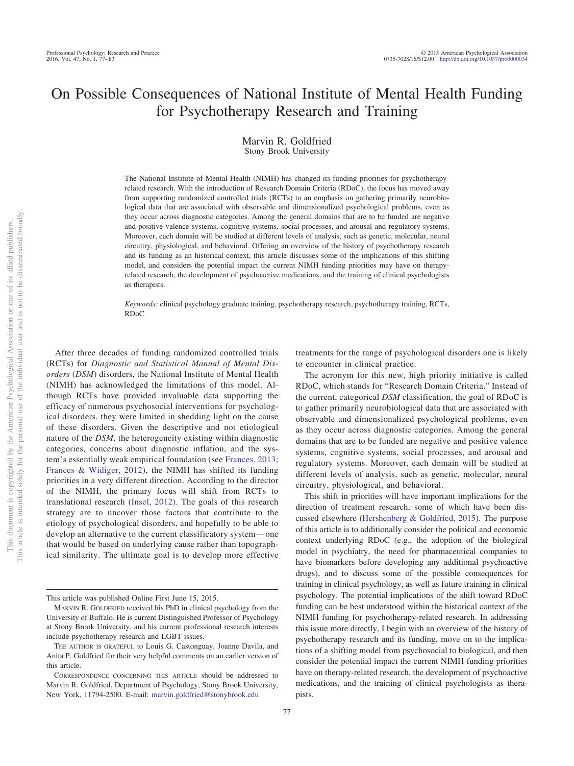# On Possible Consequences of National Institute of Mental Health Funding for Psychotherapy Research and Training

Marvin R. Goldfried
Stony Brook University

The National Institute of Mental Health (NIMH) has changed its funding priorities for psychotherapy-related research. With the introduction of Research Domain Criteria (RDoC), the focus has moved away from supporting randomized controlled trials (RCTs) to an emphasis on gathering primarily neurobiological data that are associated with observable and dimensionalized psychological problems, even as they occur across diagnostic categories. Among the general domains that are to be funded are negative and positive valence systems, cognitive systems, social processes, and arousal and regulatory systems. Moreover, each domain will be studied at different levels of analysis, such as genetic, molecular, neural circuitry, physiological, and behavioral. Offering an overview of the history of psychotherapy research and its funding as an historical context, this article discusses some of the implications of this shifting model, and considers the potential impact the current NIMH funding priorities may have on therapy-related research, the development of psychoactive medications, and the training of clinical psychologists as therapists.

*Keywords:* clinical psychology graduate training, psychotherapy research, psychotherapy training, RCTs, RDoC

After three decades of funding randomized controlled trials (RCTs) for *Diagnostic and Statistical Manual of Mental Disorders* (*DSM*) disorders, the National Institute of Mental Health (NIMH) has acknowledged the limitations of this model. Although RCTs have provided invaluable data supporting the efficacy of numerous psychosocial interventions for psychological disorders, they were limited in shedding light on the cause of these disorders. Given the descriptive and not etiological nature of the *DSM*, the heterogeneity existing within diagnostic categories, concerns about diagnostic inflation, and the system's essentially weak empirical foundation (see Frances, 2013; Frances & Widiger, 2012), the NIMH has shifted its funding priorities in a very different direction. According to the director of the NIMH, the primary focus will shift from RCTs to translational research (Insel, 2012). The goals of this research strategy are to uncover those factors that contribute to the etiology of psychological disorders, and hopefully to be able to develop an alternative to the current classificatory system—one that would be based on underlying cause rather than topographical similarity. The ultimate goal is to develop more effective treatments for the range of psychological disorders one is likely to encounter in clinical practice.

The acronym for this new, high priority initiative is called RDoC, which stands for "Research Domain Criteria." Instead of the current, categorical *DSM* classification, the goal of RDoC is to gather primarily neurobiological data that are associated with observable and dimensionalized psychological problems, even as they occur across diagnostic categories. Among the general domains that are to be funded are negative and positive valence systems, cognitive systems, social processes, and arousal and regulatory systems. Moreover, each domain will be studied at different levels of analysis, such as genetic, molecular, neural circuitry, physiological, and behavioral.

This shift in priorities will have important implications for the direction of treatment research, some of which have been discussed elsewhere (Hershenberg & Goldfried, 2015). The purpose of this article is to additionally consider the political and economic context underlying RDoC (e.g., the adoption of the biological model in psychiatry, the need for pharmaceutical companies to have biomarkers before developing any additional psychoactive drugs), and to discuss some of the possible consequences for training in clinical psychology, as well as future training in clinical psychology. The potential implications of the shift toward RDoC funding can be best understood within the historical context of the NIMH funding for psychotherapy-related research. In addressing this issue more directly, I begin with an overview of the history of psychotherapy research and its funding, move on to the implications of a shifting model from psychosocial to biological, and then consider the potential impact the current NIMH funding priorities have on therapy-related research, the development of psychoactive medications, and the training of clinical psychologists as therapists.

---

This article was published Online First June 15, 2015.

Marvin R. Goldfried received his PhD in clinical psychology from the University of Buffalo. He is current Distinguished Professor of Psychology at Stony Brook University, and his current professional research interests include psychotherapy research and LGBT issues.

The author is grateful to Louis G. Castonguay, Joanne Davila, and Anita P. Goldfried for their very helpful comments on an earlier version of this article.

Correspondence concerning this article should be addressed to Marvin R. Goldfried, Department of Psychology, Stony Brook University, New York, 11794-2500. E-mail: marvin.goldfried@stonybrook.edu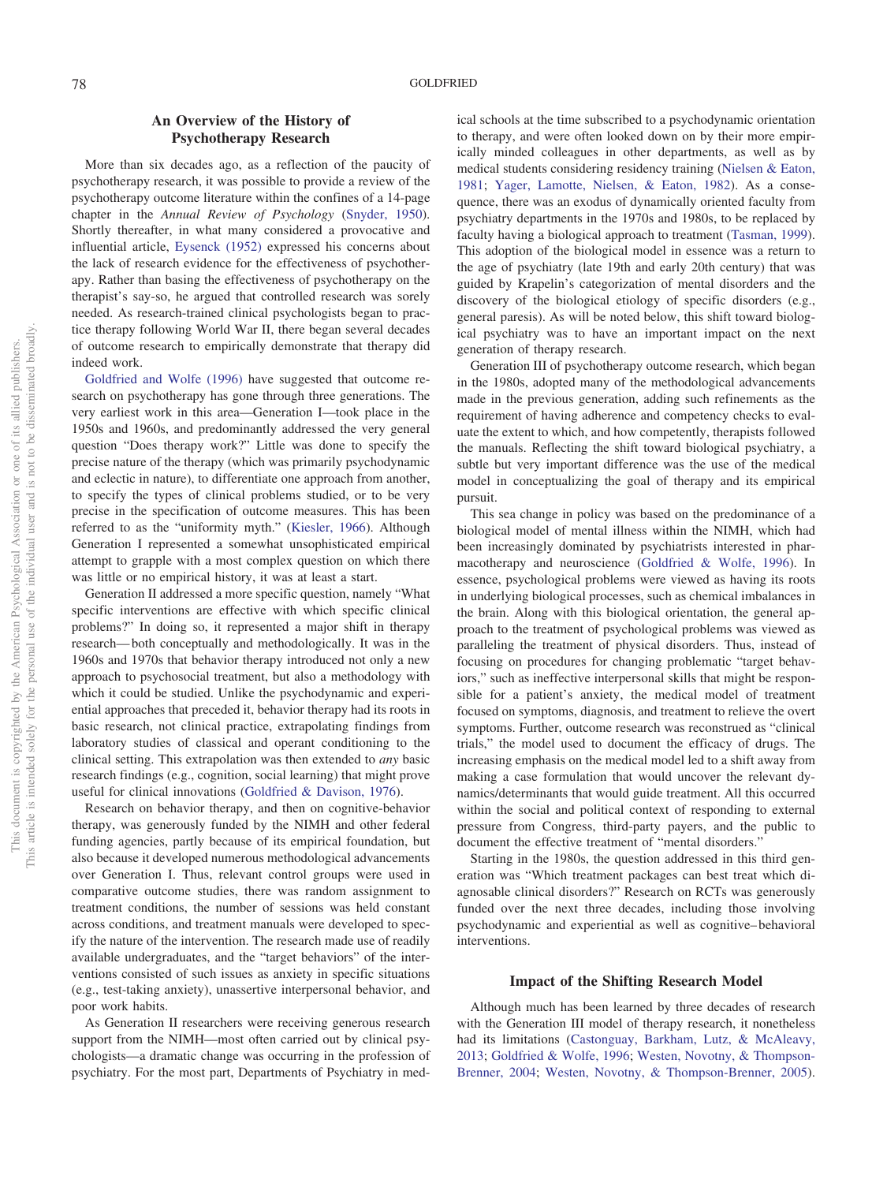## An Overview of the History of Psychotherapy Research

More than six decades ago, as a reflection of the paucity of psychotherapy research, it was possible to provide a review of the psychotherapy outcome literature within the confines of a 14-page chapter in the *Annual Review of Psychology* (Snyder, 1950). Shortly thereafter, in what many considered a provocative and influential article, Eysenck (1952) expressed his concerns about the lack of research evidence for the effectiveness of psychotherapy. Rather than basing the effectiveness of psychotherapy on the therapist's say-so, he argued that controlled research was sorely needed. As research-trained clinical psychologists began to practice therapy following World War II, there began several decades of outcome research to empirically demonstrate that therapy did indeed work.

Goldfried and Wolfe (1996) have suggested that outcome research on psychotherapy has gone through three generations. The very earliest work in this area—Generation I—took place in the 1950s and 1960s, and predominantly addressed the very general question "Does therapy work?" Little was done to specify the precise nature of the therapy (which was primarily psychodynamic and eclectic in nature), to differentiate one approach from another, to specify the types of clinical problems studied, or to be very precise in the specification of outcome measures. This has been referred to as the "uniformity myth." (Kiesler, 1966). Although Generation I represented a somewhat unsophisticated empirical attempt to grapple with a most complex question on which there was little or no empirical history, it was at least a start.

Generation II addressed a more specific question, namely "What specific interventions are effective with which specific clinical problems?" In doing so, it represented a major shift in therapy research—both conceptually and methodologically. It was in the 1960s and 1970s that behavior therapy introduced not only a new approach to psychosocial treatment, but also a methodology with which it could be studied. Unlike the psychodynamic and experiential approaches that preceded it, behavior therapy had its roots in basic research, not clinical practice, extrapolating findings from laboratory studies of classical and operant conditioning to the clinical setting. This extrapolation was then extended to *any* basic research findings (e.g., cognition, social learning) that might prove useful for clinical innovations (Goldfried & Davison, 1976).

Research on behavior therapy, and then on cognitive-behavior therapy, was generously funded by the NIMH and other federal funding agencies, partly because of its empirical foundation, but also because it developed numerous methodological advancements over Generation I. Thus, relevant control groups were used in comparative outcome studies, there was random assignment to treatment conditions, the number of sessions was held constant across conditions, and treatment manuals were developed to specify the nature of the intervention. The research made use of readily available undergraduates, and the "target behaviors" of the interventions consisted of such issues as anxiety in specific situations (e.g., test-taking anxiety), unassertive interpersonal behavior, and poor work habits.

As Generation II researchers were receiving generous research support from the NIMH—most often carried out by clinical psychologists—a dramatic change was occurring in the profession of psychiatry. For the most part, Departments of Psychiatry in medical schools at the time subscribed to a psychodynamic orientation to therapy, and were often looked down on by their more empirically minded colleagues in other departments, as well as by medical students considering residency training (Nielsen & Eaton, 1981; Yager, Lamotte, Nielsen, & Eaton, 1982). As a consequence, there was an exodus of dynamically oriented faculty from psychiatry departments in the 1970s and 1980s, to be replaced by faculty having a biological approach to treatment (Tasman, 1999). This adoption of the biological model in essence was a return to the age of psychiatry (late 19th and early 20th century) that was guided by Krapelin's categorization of mental disorders and the discovery of the biological etiology of specific disorders (e.g., general paresis). As will be noted below, this shift toward biological psychiatry was to have an important impact on the next generation of therapy research.

Generation III of psychotherapy outcome research, which began in the 1980s, adopted many of the methodological advancements made in the previous generation, adding such refinements as the requirement of having adherence and competency checks to evaluate the extent to which, and how competently, therapists followed the manuals. Reflecting the shift toward biological psychiatry, a subtle but very important difference was the use of the medical model in conceptualizing the goal of therapy and its empirical pursuit.

This sea change in policy was based on the predominance of a biological model of mental illness within the NIMH, which had been increasingly dominated by psychiatrists interested in pharmacotherapy and neuroscience (Goldfried & Wolfe, 1996). In essence, psychological problems were viewed as having its roots in underlying biological processes, such as chemical imbalances in the brain. Along with this biological orientation, the general approach to the treatment of psychological problems was viewed as paralleling the treatment of physical disorders. Thus, instead of focusing on procedures for changing problematic "target behaviors," such as ineffective interpersonal skills that might be responsible for a patient's anxiety, the medical model of treatment focused on symptoms, diagnosis, and treatment to relieve the overt symptoms. Further, outcome research was reconstrued as "clinical trials," the model used to document the efficacy of drugs. The increasing emphasis on the medical model led to a shift away from making a case formulation that would uncover the relevant dynamics/determinants that would guide treatment. All this occurred within the social and political context of responding to external pressure from Congress, third-party payers, and the public to document the effective treatment of "mental disorders."

Starting in the 1980s, the question addressed in this third generation was "Which treatment packages can best treat which diagnosable clinical disorders?" Research on RCTs was generously funded over the next three decades, including those involving psychodynamic and experiential as well as cognitive–behavioral interventions.

## Impact of the Shifting Research Model

Although much has been learned by three decades of research with the Generation III model of therapy research, it nonetheless had its limitations (Castonguay, Barkham, Lutz, & McAleavy, 2013; Goldfried & Wolfe, 1996; Westen, Novotny, & Thompson-Brenner, 2004; Westen, Novotny, & Thompson-Brenner, 2005).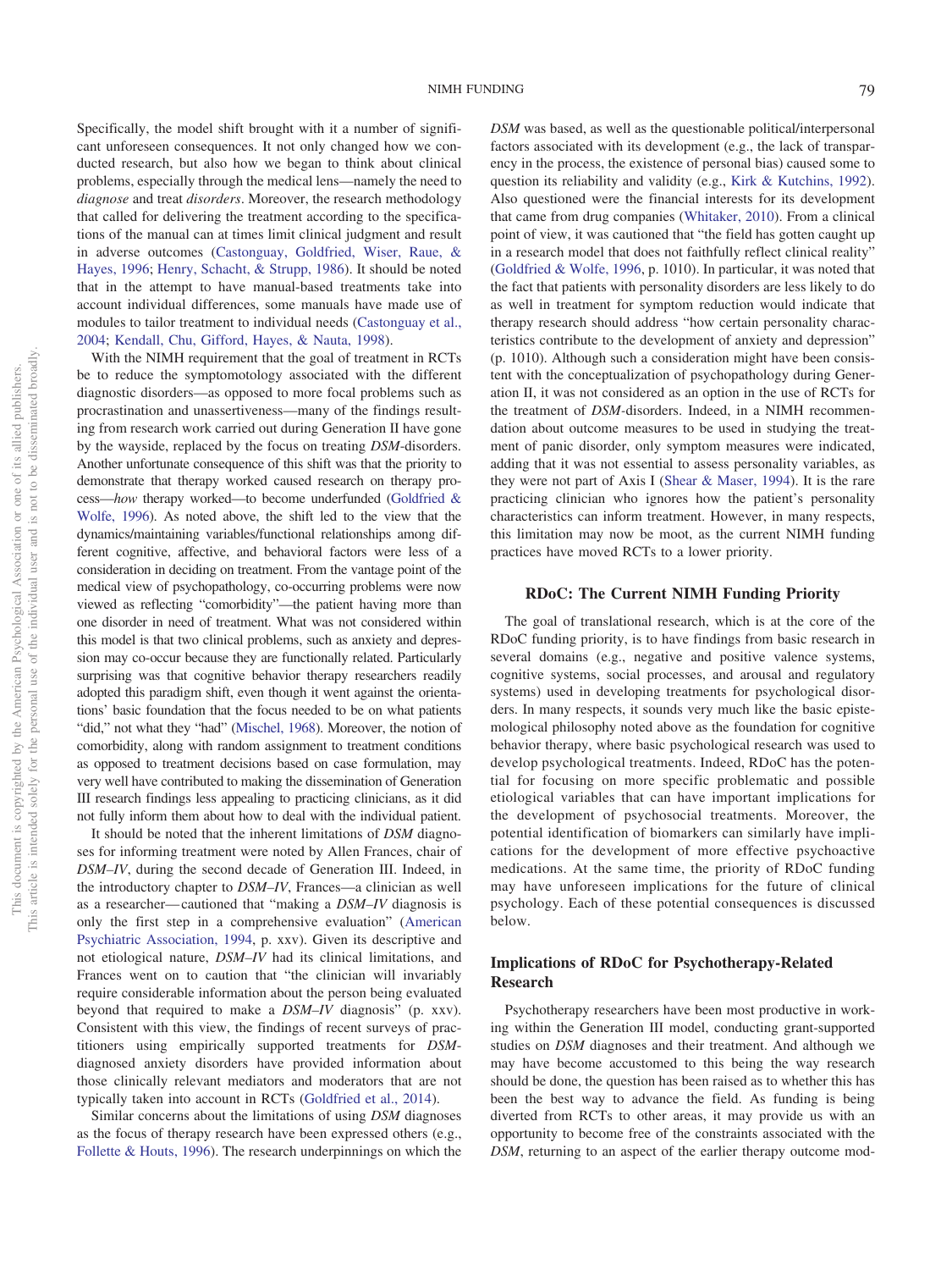Specifically, the model shift brought with it a number of significant unforeseen consequences. It not only changed how we conducted research, but also how we began to think about clinical problems, especially through the medical lens—namely the need to *diagnose* and treat *disorders*. Moreover, the research methodology that called for delivering the treatment according to the specifications of the manual can at times limit clinical judgment and result in adverse outcomes (Castonguay, Goldfried, Wiser, Raue, & Hayes, 1996; Henry, Schacht, & Strupp, 1986). It should be noted that in the attempt to have manual-based treatments take into account individual differences, some manuals have made use of modules to tailor treatment to individual needs (Castonguay et al., 2004; Kendall, Chu, Gifford, Hayes, & Nauta, 1998).

With the NIMH requirement that the goal of treatment in RCTs be to reduce the symptomotology associated with the different diagnostic disorders—as opposed to more focal problems such as procrastination and unassertiveness—many of the findings resulting from research work carried out during Generation II have gone by the wayside, replaced by the focus on treating *DSM*-disorders. Another unfortunate consequence of this shift was that the priority to demonstrate that therapy worked caused research on therapy process—*how* therapy worked—to become underfunded (Goldfried & Wolfe, 1996). As noted above, the shift led to the view that the dynamics/maintaining variables/functional relationships among different cognitive, affective, and behavioral factors were less of a consideration in deciding on treatment. From the vantage point of the medical view of psychopathology, co-occurring problems were now viewed as reflecting "comorbidity"—the patient having more than one disorder in need of treatment. What was not considered within this model is that two clinical problems, such as anxiety and depression may co-occur because they are functionally related. Particularly surprising was that cognitive behavior therapy researchers readily adopted this paradigm shift, even though it went against the orientations' basic foundation that the focus needed to be on what patients "did," not what they "had" (Mischel, 1968). Moreover, the notion of comorbidity, along with random assignment to treatment conditions as opposed to treatment decisions based on case formulation, may very well have contributed to making the dissemination of Generation III research findings less appealing to practicing clinicians, as it did not fully inform them about how to deal with the individual patient.

It should be noted that the inherent limitations of *DSM* diagnoses for informing treatment were noted by Allen Frances, chair of *DSM–IV*, during the second decade of Generation III. Indeed, in the introductory chapter to *DSM–IV*, Frances—a clinician as well as a researcher—cautioned that "making a *DSM–IV* diagnosis is only the first step in a comprehensive evaluation" (American Psychiatric Association, 1994, p. xxv). Given its descriptive and not etiological nature, *DSM–IV* had its clinical limitations, and Frances went on to caution that "the clinician will invariably require considerable information about the person being evaluated beyond that required to make a *DSM–IV* diagnosis" (p. xxv). Consistent with this view, the findings of recent surveys of practitioners using empirically supported treatments for *DSM*-diagnosed anxiety disorders have provided information about those clinically relevant mediators and moderators that are not typically taken into account in RCTs (Goldfried et al., 2014).

Similar concerns about the limitations of using *DSM* diagnoses as the focus of therapy research have been expressed others (e.g., Follette & Houts, 1996). The research underpinnings on which the *DSM* was based, as well as the questionable political/interpersonal factors associated with its development (e.g., the lack of transparency in the process, the existence of personal bias) caused some to question its reliability and validity (e.g., Kirk & Kutchins, 1992). Also questioned were the financial interests for its development that came from drug companies (Whitaker, 2010). From a clinical point of view, it was cautioned that "the field has gotten caught up in a research model that does not faithfully reflect clinical reality" (Goldfried & Wolfe, 1996, p. 1010). In particular, it was noted that the fact that patients with personality disorders are less likely to do as well in treatment for symptom reduction would indicate that therapy research should address "how certain personality characteristics contribute to the development of anxiety and depression" (p. 1010). Although such a consideration might have been consistent with the conceptualization of psychopathology during Generation II, it was not considered as an option in the use of RCTs for the treatment of *DSM*-disorders. Indeed, in a NIMH recommendation about outcome measures to be used in studying the treatment of panic disorder, only symptom measures were indicated, adding that it was not essential to assess personality variables, as they were not part of Axis I (Shear & Maser, 1994). It is the rare practicing clinician who ignores how the patient's personality characteristics can inform treatment. However, in many respects, this limitation may now be moot, as the current NIMH funding practices have moved RCTs to a lower priority.

## RDoC: The Current NIMH Funding Priority

The goal of translational research, which is at the core of the RDoC funding priority, is to have findings from basic research in several domains (e.g., negative and positive valence systems, cognitive systems, social processes, and arousal and regulatory systems) used in developing treatments for psychological disorders. In many respects, it sounds very much like the basic epistemological philosophy noted above as the foundation for cognitive behavior therapy, where basic psychological research was used to develop psychological treatments. Indeed, RDoC has the potential for focusing on more specific problematic and possible etiological variables that can have important implications for the development of psychosocial treatments. Moreover, the potential identification of biomarkers can similarly have implications for the development of more effective psychoactive medications. At the same time, the priority of RDoC funding may have unforeseen implications for the future of clinical psychology. Each of these potential consequences is discussed below.

### Implications of RDoC for Psychotherapy-Related Research

Psychotherapy researchers have been most productive in working within the Generation III model, conducting grant-supported studies on *DSM* diagnoses and their treatment. And although we may have become accustomed to this being the way research should be done, the question has been raised as to whether this has been the best way to advance the field. As funding is being diverted from RCTs to other areas, it may provide us with an opportunity to become free of the constraints associated with the *DSM*, returning to an aspect of the earlier therapy outcome mod-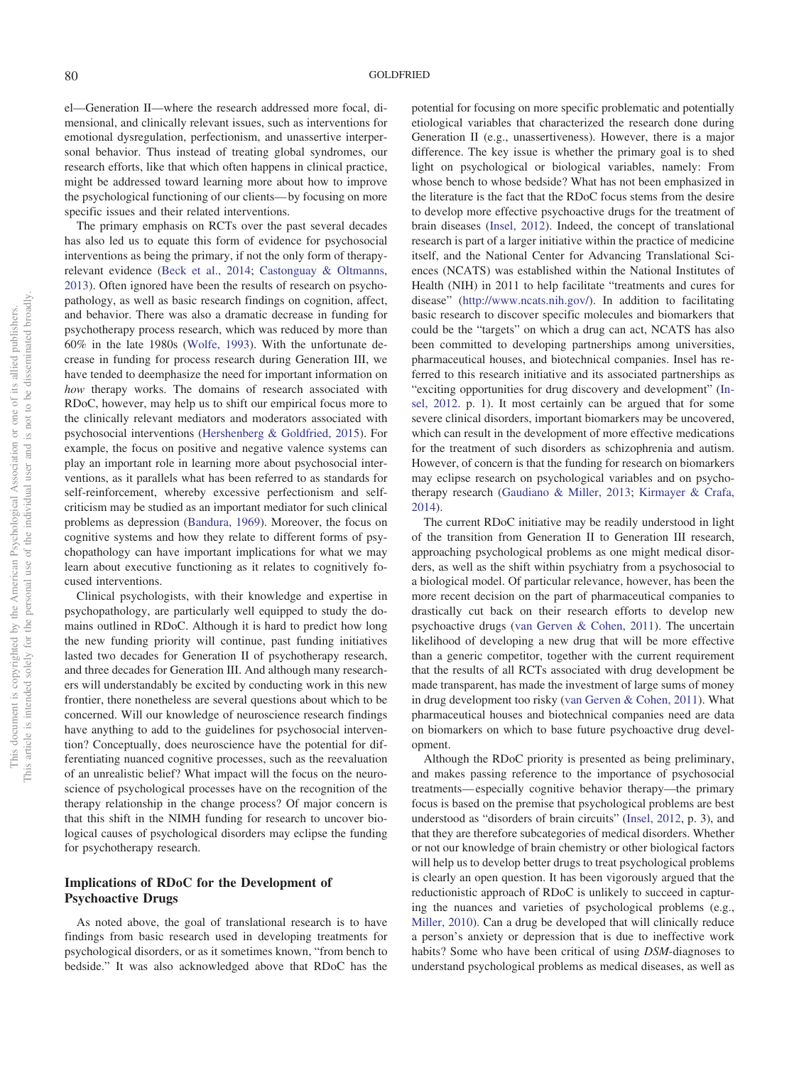el—Generation II—where the research addressed more focal, dimensional, and clinically relevant issues, such as interventions for emotional dysregulation, perfectionism, and unassertive interpersonal behavior. Thus instead of treating global syndromes, our research efforts, like that which often happens in clinical practice, might be addressed toward learning more about how to improve the psychological functioning of our clients—by focusing on more specific issues and their related interventions.

The primary emphasis on RCTs over the past several decades has also led us to equate this form of evidence for psychosocial interventions as being the primary, if not the only form of therapy-relevant evidence (Beck et al., 2014; Castonguay & Oltmanns, 2013). Often ignored have been the results of research on psychopathology, as well as basic research findings on cognition, affect, and behavior. There was also a dramatic decrease in funding for psychotherapy process research, which was reduced by more than 60% in the late 1980s (Wolfe, 1993). With the unfortunate decrease in funding for process research during Generation III, we have tended to deemphasize the need for important information on *how* therapy works. The domains of research associated with RDoC, however, may help us to shift our empirical focus more to the clinically relevant mediators and moderators associated with psychosocial interventions (Hershenberg & Goldfried, 2015). For example, the focus on positive and negative valence systems can play an important role in learning more about psychosocial interventions, as it parallels what has been referred to as standards for self-reinforcement, whereby excessive perfectionism and self-criticism may be studied as an important mediator for such clinical problems as depression (Bandura, 1969). Moreover, the focus on cognitive systems and how they relate to different forms of psychopathology can have important implications for what we may learn about executive functioning as it relates to cognitively focused interventions.

Clinical psychologists, with their knowledge and expertise in psychopathology, are particularly well equipped to study the domains outlined in RDoC. Although it is hard to predict how long the new funding priority will continue, past funding initiatives lasted two decades for Generation II of psychotherapy research, and three decades for Generation III. And although many researchers will understandably be excited by conducting work in this new frontier, there nonetheless are several questions about which to be concerned. Will our knowledge of neuroscience research findings have anything to add to the guidelines for psychosocial intervention? Conceptually, does neuroscience have the potential for differentiating nuanced cognitive processes, such as the reevaluation of an unrealistic belief? What impact will the focus on the neuroscience of psychological processes have on the recognition of the therapy relationship in the change process? Of major concern is that this shift in the NIMH funding for research to uncover biological causes of psychological disorders may eclipse the funding for psychotherapy research.

## Implications of RDoC for the Development of Psychoactive Drugs

As noted above, the goal of translational research is to have findings from basic research used in developing treatments for psychological disorders, or as it sometimes known, "from bench to bedside." It was also acknowledged above that RDoC has the potential for focusing on more specific problematic and potentially etiological variables that characterized the research done during Generation II (e.g., unassertiveness). However, there is a major difference. The key issue is whether the primary goal is to shed light on psychological or biological variables, namely: From whose bench to whose bedside? What has not been emphasized in the literature is the fact that the RDoC focus stems from the desire to develop more effective psychoactive drugs for the treatment of brain diseases (Insel, 2012). Indeed, the concept of translational research is part of a larger initiative within the practice of medicine itself, and the National Center for Advancing Translational Sciences (NCATS) was established within the National Institutes of Health (NIH) in 2011 to help facilitate "treatments and cures for disease" (http://www.ncats.nih.gov/). In addition to facilitating basic research to discover specific molecules and biomarkers that could be the "targets" on which a drug can act, NCATS has also been committed to developing partnerships among universities, pharmaceutical houses, and biotechnical companies. Insel has referred to this research initiative and its associated partnerships as "exciting opportunities for drug discovery and development" (Insel, 2012. p. 1). It most certainly can be argued that for some severe clinical disorders, important biomarkers may be uncovered, which can result in the development of more effective medications for the treatment of such disorders as schizophrenia and autism. However, of concern is that the funding for research on biomarkers may eclipse research on psychological variables and on psychotherapy research (Gaudiano & Miller, 2013; Kirmayer & Crafa, 2014).

The current RDoC initiative may be readily understood in light of the transition from Generation II to Generation III research, approaching psychological problems as one might medical disorders, as well as the shift within psychiatry from a psychosocial to a biological model. Of particular relevance, however, has been the more recent decision on the part of pharmaceutical companies to drastically cut back on their research efforts to develop new psychoactive drugs (van Gerven & Cohen, 2011). The uncertain likelihood of developing a new drug that will be more effective than a generic competitor, together with the current requirement that the results of all RCTs associated with drug development be made transparent, has made the investment of large sums of money in drug development too risky (van Gerven & Cohen, 2011). What pharmaceutical houses and biotechnical companies need are data on biomarkers on which to base future psychoactive drug development.

Although the RDoC priority is presented as being preliminary, and makes passing reference to the importance of psychosocial treatments—especially cognitive behavior therapy—the primary focus is based on the premise that psychological problems are best understood as "disorders of brain circuits" (Insel, 2012, p. 3), and that they are therefore subcategories of medical disorders. Whether or not our knowledge of brain chemistry or other biological factors will help us to develop better drugs to treat psychological problems is clearly an open question. It has been vigorously argued that the reductionistic approach of RDoC is unlikely to succeed in capturing the nuances and varieties of psychological problems (e.g., Miller, 2010). Can a drug be developed that will clinically reduce a person's anxiety or depression that is due to ineffective work habits? Some who have been critical of using *DSM*-diagnoses to understand psychological problems as medical diseases, as well as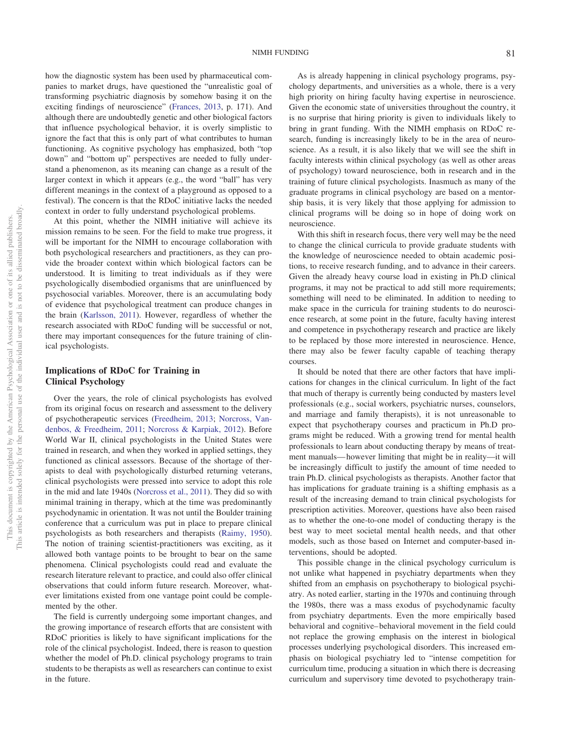how the diagnostic system has been used by pharmaceutical companies to market drugs, have questioned the "unrealistic goal of transforming psychiatric diagnosis by somehow basing it on the exciting findings of neuroscience" (Frances, 2013, p. 171). And although there are undoubtedly genetic and other biological factors that influence psychological behavior, it is overly simplistic to ignore the fact that this is only part of what contributes to human functioning. As cognitive psychology has emphasized, both "top down" and "bottom up" perspectives are needed to fully understand a phenomenon, as its meaning can change as a result of the larger context in which it appears (e.g., the word "ball" has very different meanings in the context of a playground as opposed to a festival). The concern is that the RDoC initiative lacks the needed context in order to fully understand psychological problems.

At this point, whether the NIMH initiative will achieve its mission remains to be seen. For the field to make true progress, it will be important for the NIMH to encourage collaboration with both psychological researchers and practitioners, as they can provide the broader context within which biological factors can be understood. It is limiting to treat individuals as if they were psychologically disembodied organisms that are uninfluenced by psychosocial variables. Moreover, there is an accumulating body of evidence that psychological treatment can produce changes in the brain (Karlsson, 2011). However, regardless of whether the research associated with RDoC funding will be successful or not, there may important consequences for the future training of clinical psychologists.

## Implications of RDoC for Training in Clinical Psychology

Over the years, the role of clinical psychologists has evolved from its original focus on research and assessment to the delivery of psychotherapeutic services (Freedheim, 2013; Norcross, Vandenbos, & Freedheim, 2011; Norcross & Karpiak, 2012). Before World War II, clinical psychologists in the United States were trained in research, and when they worked in applied settings, they functioned as clinical assessors. Because of the shortage of therapists to deal with psychologically disturbed returning veterans, clinical psychologists were pressed into service to adopt this role in the mid and late 1940s (Norcross et al., 2011). They did so with minimal training in therapy, which at the time was predominantly psychodynamic in orientation. It was not until the Boulder training conference that a curriculum was put in place to prepare clinical psychologists as both researchers and therapists (Raimy, 1950). The notion of training scientist-practitioners was exciting, as it allowed both vantage points to be brought to bear on the same phenomena. Clinical psychologists could read and evaluate the research literature relevant to practice, and could also offer clinical observations that could inform future research. Moreover, whatever limitations existed from one vantage point could be complemented by the other.

The field is currently undergoing some important changes, and the growing importance of research efforts that are consistent with RDoC priorities is likely to have significant implications for the role of the clinical psychologist. Indeed, there is reason to question whether the model of Ph.D. clinical psychology programs to train students to be therapists as well as researchers can continue to exist in the future.

As is already happening in clinical psychology programs, psychology departments, and universities as a whole, there is a very high priority on hiring faculty having expertise in neuroscience. Given the economic state of universities throughout the country, it is no surprise that hiring priority is given to individuals likely to bring in grant funding. With the NIMH emphasis on RDoC research, funding is increasingly likely to be in the area of neuroscience. As a result, it is also likely that we will see the shift in faculty interests within clinical psychology (as well as other areas of psychology) toward neuroscience, both in research and in the training of future clinical psychologists. Inasmuch as many of the graduate programs in clinical psychology are based on a mentorship basis, it is very likely that those applying for admission to clinical programs will be doing so in hope of doing work on neuroscience.

With this shift in research focus, there very well may be the need to change the clinical curricula to provide graduate students with the knowledge of neuroscience needed to obtain academic positions, to receive research funding, and to advance in their careers. Given the already heavy course load in existing in Ph.D clinical programs, it may not be practical to add still more requirements; something will need to be eliminated. In addition to needing to make space in the curricula for training students to do neuroscience research, at some point in the future, faculty having interest and competence in psychotherapy research and practice are likely to be replaced by those more interested in neuroscience. Hence, there may also be fewer faculty capable of teaching therapy courses.

It should be noted that there are other factors that have implications for changes in the clinical curriculum. In light of the fact that much of therapy is currently being conducted by masters level professionals (e.g., social workers, psychiatric nurses, counselors, and marriage and family therapists), it is not unreasonable to expect that psychotherapy courses and practicum in Ph.D programs might be reduced. With a growing trend for mental health professionals to learn about conducting therapy by means of treatment manuals— however limiting that might be in reality—it will be increasingly difficult to justify the amount of time needed to train Ph.D. clinical psychologists as therapists. Another factor that has implications for graduate training is a shifting emphasis as a result of the increasing demand to train clinical psychologists for prescription activities. Moreover, questions have also been raised as to whether the one-to-one model of conducting therapy is the best way to meet societal mental health needs, and that other models, such as those based on Internet and computer-based interventions, should be adopted.

This possible change in the clinical psychology curriculum is not unlike what happened in psychiatry departments when they shifted from an emphasis on psychotherapy to biological psychiatry. As noted earlier, starting in the 1970s and continuing through the 1980s, there was a mass exodus of psychodynamic faculty from psychiatry departments. Even the more empirically based behavioral and cognitive–behavioral movement in the field could not replace the growing emphasis on the interest in biological processes underlying psychological disorders. This increased emphasis on biological psychiatry led to "intense competition for curriculum time, producing a situation in which there is decreasing curriculum and supervisory time devoted to psychotherapy train-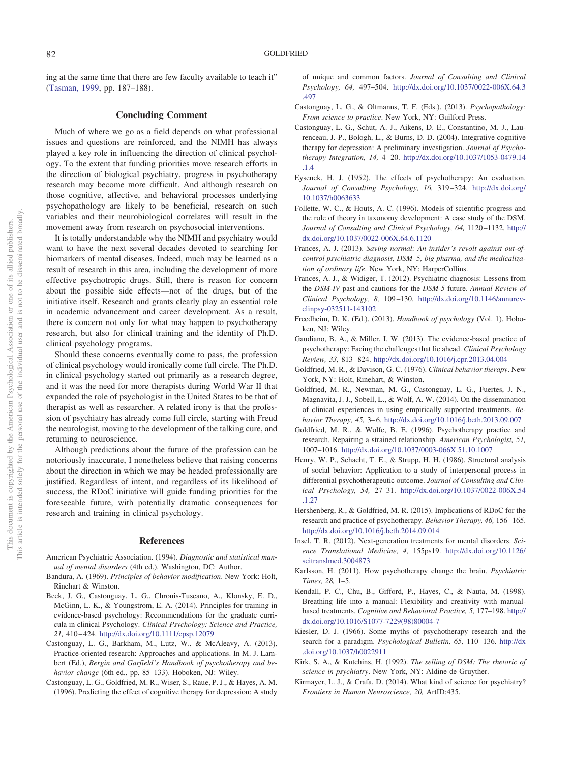ing at the same time that there are few faculty available to teach it" (Tasman, 1999, pp. 187–188).

## Concluding Comment

Much of where we go as a field depends on what professional issues and questions are reinforced, and the NIMH has always played a key role in influencing the direction of clinical psychology. To the extent that funding priorities move research efforts in the direction of biological psychiatry, progress in psychotherapy research may become more difficult. And although research on those cognitive, affective, and behavioral processes underlying psychopathology are likely to be beneficial, research on such variables and their neurobiological correlates will result in the movement away from research on psychosocial interventions.

It is totally understandable why the NIMH and psychiatry would want to have the next several decades devoted to searching for biomarkers of mental diseases. Indeed, much may be learned as a result of research in this area, including the development of more effective psychotropic drugs. Still, there is reason for concern about the possible side effects—not of the drugs, but of the initiative itself. Research and grants clearly play an essential role in academic advancement and career development. As a result, there is concern not only for what may happen to psychotherapy research, but also for clinical training and the identity of Ph.D. clinical psychology programs.

Should these concerns eventually come to pass, the profession of clinical psychology would ironically come full circle. The Ph.D. in clinical psychology started out primarily as a research degree, and it was the need for more therapists during World War II that expanded the role of psychologist in the United States to be that of therapist as well as researcher. A related irony is that the profession of psychiatry has already come full circle, starting with Freud the neurologist, moving to the development of the talking cure, and returning to neuroscience.

Although predictions about the future of the profession can be notoriously inaccurate, I nonetheless believe that raising concerns about the direction in which we may be headed professionally are justified. Regardless of intent, and regardless of its likelihood of success, the RDoC initiative will guide funding priorities for the foreseeable future, with potentially dramatic consequences for research and training in clinical psychology.

## References

American Psychiatric Association. (1994). *Diagnostic and statistical manual of mental disorders* (4th ed.). Washington, DC: Author.

Bandura, A. (1969). *Principles of behavior modification*. New York: Holt, Rinehart & Winston.

Beck, J. G., Castonguay, L. G., Chronis-Tuscano, A., Klonsky, E. D., McGinn, L. K., & Youngstrom, E. A. (2014). Principles for training in evidence-based psychology: Recommendations for the graduate curricula in clinical Psychology. *Clinical Psychology: Science and Practice, 21,* 410–424. http://dx.doi.org/10.1111/cpsp.12079

Castonguay, L. G., Barkham, M., Lutz, W., & McAleavy, A. (2013). Practice-oriented research: Approaches and applications. In M. J. Lambert (Ed.), *Bergin and Garfield's Handbook of psychotherapy and behavior change* (6th ed., pp. 85–133). Hoboken, NJ: Wiley.

Castonguay, L. G., Goldfried, M. R., Wiser, S., Raue, P. J., & Hayes, A. M. (1996). Predicting the effect of cognitive therapy for depression: A study of unique and common factors. *Journal of Consulting and Clinical Psychology, 64,* 497–504. http://dx.doi.org/10.1037/0022-006X.64.3.497

Castonguay, L. G., & Oltmanns, T. F. (Eds.). (2013). *Psychopathology: From science to practice*. New York, NY: Guilford Press.

Castonguay, L. G., Schut, A. J., Aikens, D. E., Constantino, M. J., Laurenceau, J.-P., Bologh, L., & Burns, D. D. (2004). Integrative cognitive therapy for depression: A preliminary investigation. *Journal of Psychotherapy Integration, 14,* 4–20. http://dx.doi.org/10.1037/1053-0479.14.1.4

Eysenck, H. J. (1952). The effects of psychotherapy: An evaluation. *Journal of Consulting Psychology, 16,* 319–324. http://dx.doi.org/10.1037/h0063633

Follette, W. C., & Houts, A. C. (1996). Models of scientific progress and the role of theory in taxonomy development: A case study of the DSM. *Journal of Consulting and Clinical Psychology, 64,* 1120–1132. http://dx.doi.org/10.1037/0022-006X.64.6.1120

Frances, A. J. (2013). *Saving normal: An insider's revolt against out-of-control psychiatric diagnosis, DSM–5, big pharma, and the medicalization of ordinary life*. New York, NY: HarperCollins.

Frances, A. J., & Widiger, T. (2012). Psychiatric diagnosis: Lessons from the *DSM-IV* past and cautions for the *DSM-5* future. *Annual Review of Clinical Psychology, 8,* 109–130. http://dx.doi.org/10.1146/annurev-clinpsy-032511-143102

Freedheim, D. K. (Ed.). (2013). *Handbook of psychology* (Vol. 1). Hoboken, NJ: Wiley.

Gaudiano, B. A., & Miller, I. W. (2013). The evidence-based practice of psychotherapy: Facing the challenges that lie ahead. *Clinical Psychology Review, 33,* 813–824. http://dx.doi.org/10.1016/j.cpr.2013.04.004

Goldfried, M. R., & Davison, G. C. (1976). *Clinical behavior therapy*. New York, NY: Holt, Rinehart, & Winston.

Goldfried, M. R., Newman, M. G., Castonguay, L. G., Fuertes, J. N., Magnavita, J. J., Sobell, L., & Wolf, A. W. (2014). On the dissemination of clinical experiences in using empirically supported treatments. *Behavior Therapy, 45,* 3–6. http://dx.doi.org/10.1016/j.beth.2013.09.007

Goldfried, M. R., & Wolfe, B. E. (1996). Psychotherapy practice and research. Repairing a strained relationship. *American Psychologist, 51,* 1007–1016. http://dx.doi.org/10.1037/0003-066X.51.10.1007

Henry, W. P., Schacht, T. E., & Strupp, H. H. (1986). Structural analysis of social behavior: Application to a study of interpersonal process in differential psychotherapeutic outcome. *Journal of Consulting and Clinical Psychology, 54,* 27–31. http://dx.doi.org/10.1037/0022-006X.54.1.27

Hershenberg, R., & Goldfried, M. R. (2015). Implications of RDoC for the research and practice of psychotherapy. *Behavior Therapy, 46,* 156–165. http://dx.doi.org/10.1016/j.beth.2014.09.014

Insel, T. R. (2012). Next-generation treatments for mental disorders. *Science Translational Medicine, 4,* 155ps19. http://dx.doi.org/10.1126/scitranslmed.3004873

Karlsson, H. (2011). How psychotherapy change the brain. *Psychiatric Times, 28,* 1–5.

Kendall, P. C., Chu, B., Gifford, P., Hayes, C., & Nauta, M. (1998). Breathing life into a manual: Flexibility and creativity with manual-based treatments. *Cognitive and Behavioral Practice, 5,* 177–198. http://dx.doi.org/10.1016/S1077-7229(98)80004-7

Kiesler, D. J. (1966). Some myths of psychotherapy research and the search for a paradigm. *Psychological Bulletin, 65,* 110–136. http://dx.doi.org/10.1037/h0022911

Kirk, S. A., & Kutchins, H. (1992). *The selling of DSM: The rhetoric of science in psychiatry*. New York, NY: Aldine de Gruyther.

Kirmayer, L. J., & Crafa, D. (2014). What kind of science for psychiatry? *Frontiers in Human Neuroscience, 20,* ArtID:435.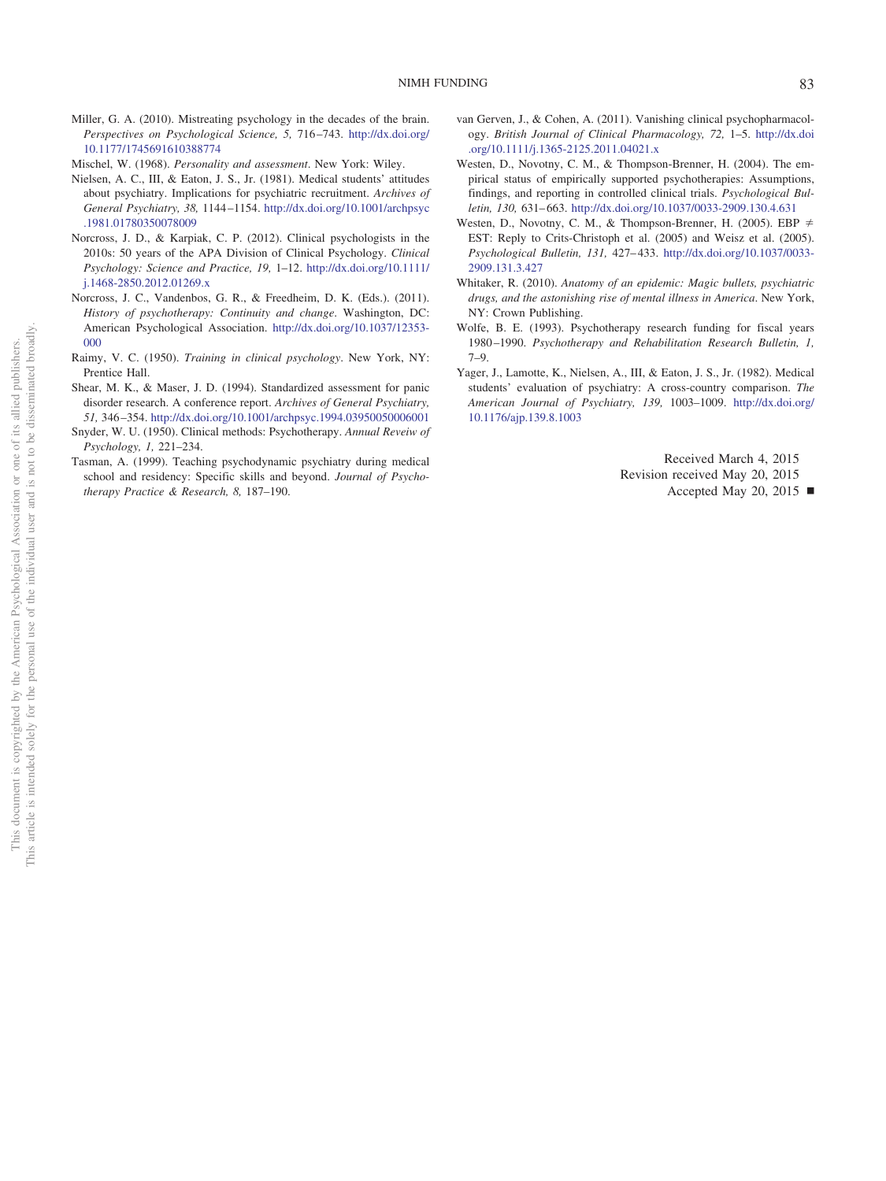Miller, G. A. (2010). Mistreating psychology in the decades of the brain. *Perspectives on Psychological Science, 5,* 716–743. http://dx.doi.org/10.1177/1745691610388774

Mischel, W. (1968). *Personality and assessment*. New York: Wiley.

Nielsen, A. C., III, & Eaton, J. S., Jr. (1981). Medical students' attitudes about psychiatry. Implications for psychiatric recruitment. *Archives of General Psychiatry, 38,* 1144–1154. http://dx.doi.org/10.1001/archpsyc.1981.01780350078009

Norcross, J. D., & Karpiak, C. P. (2012). Clinical psychologists in the 2010s: 50 years of the APA Division of Clinical Psychology. *Clinical Psychology: Science and Practice, 19,* 1–12. http://dx.doi.org/10.1111/j.1468-2850.2012.01269.x

Norcross, J. C., Vandenbos, G. R., & Freedheim, D. K. (Eds.). (2011). *History of psychotherapy: Continuity and change*. Washington, DC: American Psychological Association. http://dx.doi.org/10.1037/12353-000

Raimy, V. C. (1950). *Training in clinical psychology*. New York, NY: Prentice Hall.

Shear, M. K., & Maser, J. D. (1994). Standardized assessment for panic disorder research. A conference report. *Archives of General Psychiatry, 51,* 346–354. http://dx.doi.org/10.1001/archpsyc.1994.03950050006001

Snyder, W. U. (1950). Clinical methods: Psychotherapy. *Annual Reveiw of Psychology, 1,* 221–234.

Tasman, A. (1999). Teaching psychodynamic psychiatry during medical school and residency: Specific skills and beyond. *Journal of Psychotherapy Practice & Research, 8,* 187–190.

van Gerven, J., & Cohen, A. (2011). Vanishing clinical psychopharmacology. *British Journal of Clinical Pharmacology, 72,* 1–5. http://dx.doi.org/10.1111/j.1365-2125.2011.04021.x

Westen, D., Novotny, C. M., & Thompson-Brenner, H. (2004). The empirical status of empirically supported psychotherapies: Assumptions, findings, and reporting in controlled clinical trials. *Psychological Bulletin, 130,* 631–663. http://dx.doi.org/10.1037/0033-2909.130.4.631

Westen, D., Novotny, C. M., & Thompson-Brenner, H. (2005). EBP ≠ EST: Reply to Crits-Christoph et al. (2005) and Weisz et al. (2005). *Psychological Bulletin, 131,* 427–433. http://dx.doi.org/10.1037/0033-2909.131.3.427

Whitaker, R. (2010). *Anatomy of an epidemic: Magic bullets, psychiatric drugs, and the astonishing rise of mental illness in America*. New York, NY: Crown Publishing.

Wolfe, B. E. (1993). Psychotherapy research funding for fiscal years 1980–1990. *Psychotherapy and Rehabilitation Research Bulletin, 1,* 7–9.

Yager, J., Lamotte, K., Nielsen, A., III, & Eaton, J. S., Jr. (1982). Medical students' evaluation of psychiatry: A cross-country comparison. *The American Journal of Psychiatry, 139,* 1003–1009. http://dx.doi.org/10.1176/ajp.139.8.1003

Received March 4, 2015
Revision received May 20, 2015
Accepted May 20, 2015 ■